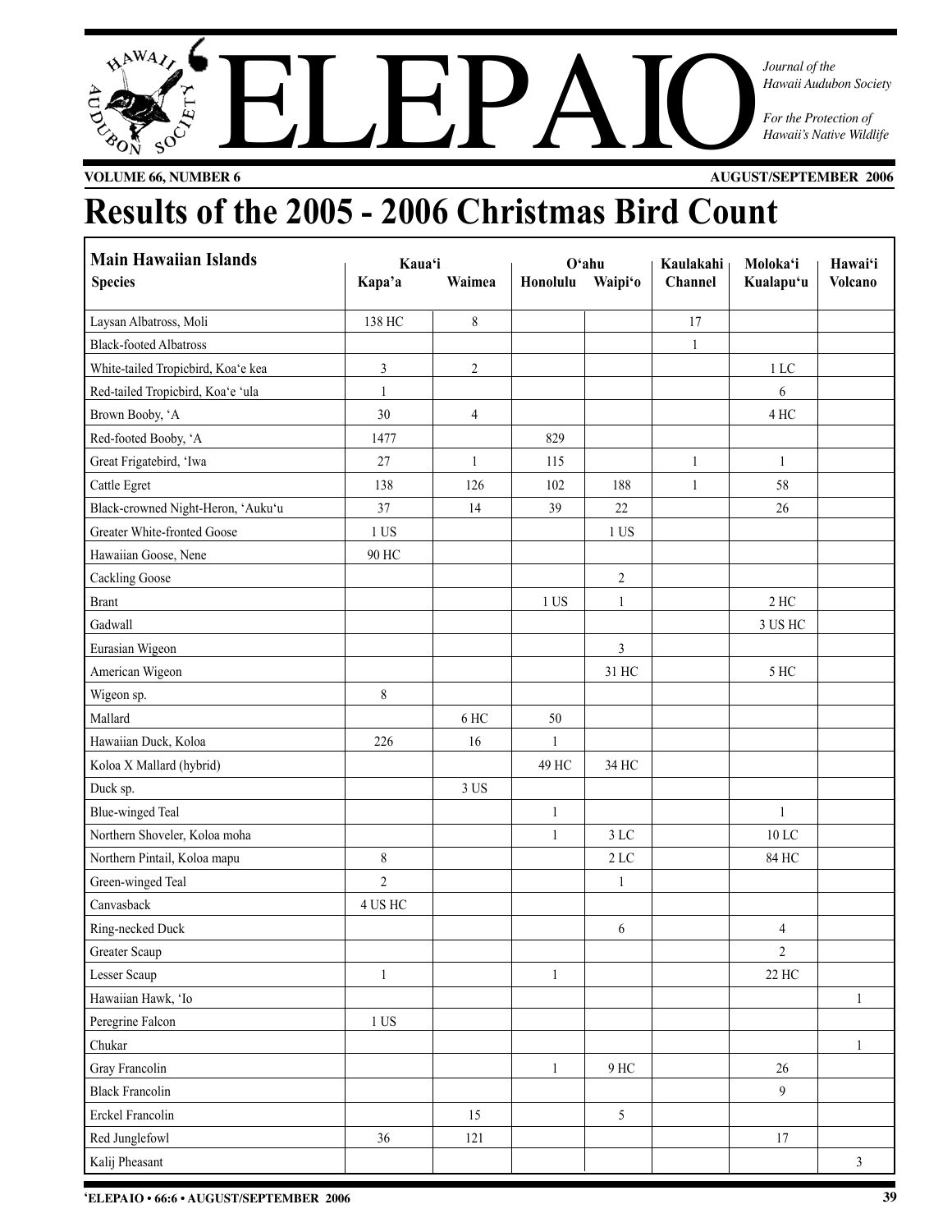# ELEPAIO

*Journal of the Hawaii Audubon Society*

*For the Protection of Hawaii's Native Wildlife*

**VOLUME 66, NUMBER 6** **AUGUST/SEPTEMBER 2006**

# Results of the 2005 - 2006 Christmas Bird Count

| Main Hawaiian Islands | Kaua'i | | O'ahu | | Kaulakahi | Moloka'i | Hawai'i |
|---|---|---|---|---|---|---|---|
| Species | Kapa'a | Waimea | Honolulu | Waipi'o | Channel | Kualapu'u | Volcano |
| Laysan Albatross, Moli | 138 HC | 8 | | | 17 | | |
| Black-footed Albatross | | | | | 1 | | |
| White-tailed Tropicbird, Koa'e kea | 3 | 2 | | | | 1 LC | |
| Red-tailed Tropicbird, Koa'e 'ula | 1 | | | | | 6 | |
| Brown Booby, 'A | 30 | 4 | | | | 4 HC | |
| Red-footed Booby, 'A | 1477 | | 829 | | | | |
| Great Frigatebird, 'Iwa | 27 | 1 | 115 | | 1 | 1 | |
| Cattle Egret | 138 | 126 | 102 | 188 | 1 | 58 | |
| Black-crowned Night-Heron, 'Auku'u | 37 | 14 | 39 | 22 | | 26 | |
| Greater White-fronted Goose | 1 US | | | 1 US | | | |
| Hawaiian Goose, Nene | 90 HC | | | | | | |
| Cackling Goose | | | | 2 | | | |
| Brant | | | 1 US | 1 | | 2 HC | |
| Gadwall | | | | | | 3 US HC | |
| Eurasian Wigeon | | | | 3 | | | |
| American Wigeon | | | | 31 HC | | 5 HC | |
| Wigeon sp. | 8 | | | | | | |
| Mallard | | 6 HC | 50 | | | | |
| Hawaiian Duck, Koloa | 226 | 16 | 1 | | | | |
| Koloa X Mallard (hybrid) | | | 49 HC | 34 HC | | | |
| Duck sp. | | 3 US | | | | | |
| Blue-winged Teal | | | 1 | | | 1 | |
| Northern Shoveler, Koloa moha | | | 1 | 3 LC | | 10 LC | |
| Northern Pintail, Koloa mapu | 8 | | | 2 LC | | 84 HC | |
| Green-winged Teal | 2 | | | 1 | | | |
| Canvasback | 4 US HC | | | | | | |
| Ring-necked Duck | | | | 6 | | 4 | |
| Greater Scaup | | | | | | 2 | |
| Lesser Scaup | 1 | | 1 | | | 22 HC | |
| Hawaiian Hawk, 'Io | | | | | | | 1 |
| Peregrine Falcon | 1 US | | | | | | |
| Chukar | | | | | | | 1 |
| Gray Francolin | | | 1 | 9 HC | | 26 | |
| Black Francolin | | | | | | 9 | |
| Erckel Francolin | | 15 | | 5 | | | |
| Red Junglefowl | 36 | 121 | | | | 17 | |
| Kalij Pheasant | | | | | | | 3 |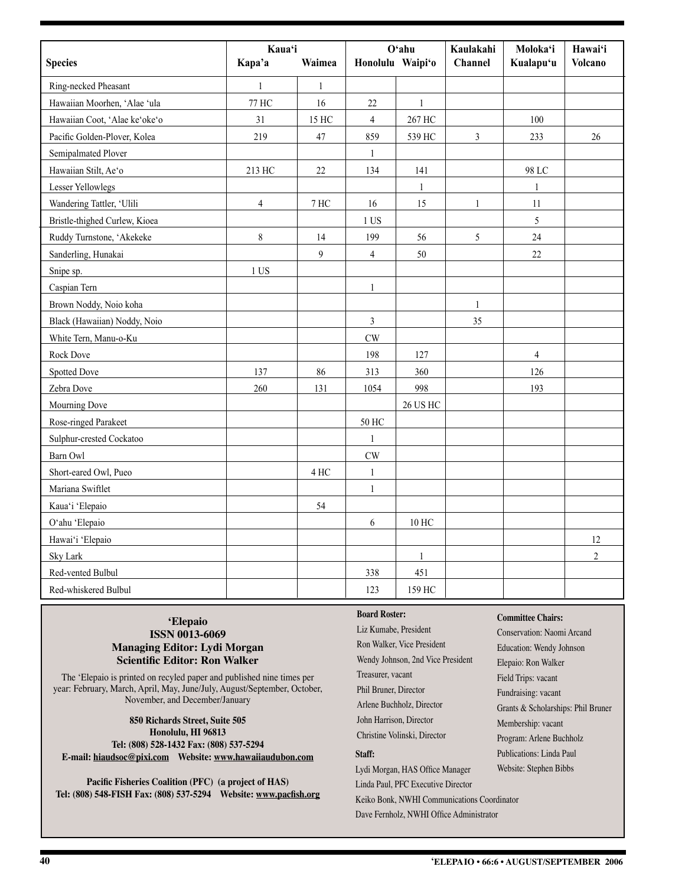| Species | Kaua'i | | O'ahu | | Kaulakahi | Moloka'i | Hawai'i |
|---|---|---|---|---|---|---|---|
| | Kapa'a | Waimea | Honolulu | Waipi'o | Channel | Kualapu'u | Volcano |
| Ring-necked Pheasant | 1 | 1 | | | | | |
| Hawaiian Moorhen, 'Alae 'ula | 77 HC | 16 | 22 | 1 | | | |
| Hawaiian Coot, 'Alae ke'oke'o | 31 | 15 HC | 4 | 267 HC | | 100 | |
| Pacific Golden-Plover, Kolea | 219 | 47 | 859 | 539 HC | 3 | 233 | 26 |
| Semipalmated Plover | | | 1 | | | | |
| Hawaiian Stilt, Ae'o | 213 HC | 22 | 134 | 141 | | 98 LC | |
| Lesser Yellowlegs | | | | 1 | | 1 | |
| Wandering Tattler, 'Ulili | 4 | 7 HC | 16 | 15 | 1 | 11 | |
| Bristle-thighed Curlew, Kioea | | | 1 US | | | 5 | |
| Ruddy Turnstone, 'Akekeke | 8 | 14 | 199 | 56 | 5 | 24 | |
| Sanderling, Hunakai | | 9 | 4 | 50 | | 22 | |
| Snipe sp. | 1 US | | | | | | |
| Caspian Tern | | | 1 | | | | |
| Brown Noddy, Noio koha | | | | | 1 | | |
| Black (Hawaiian) Noddy, Noio | | | 3 | | 35 | | |
| White Tern, Manu-o-Ku | | | CW | | | | |
| Rock Dove | | | 198 | 127 | | 4 | |
| Spotted Dove | 137 | 86 | 313 | 360 | | 126 | |
| Zebra Dove | 260 | 131 | 1054 | 998 | | 193 | |
| Mourning Dove | | | | 26 US HC | | | |
| Rose-ringed Parakeet | | | 50 HC | | | | |
| Sulphur-crested Cockatoo | | | 1 | | | | |
| Barn Owl | | | CW | | | | |
| Short-eared Owl, Pueo | | 4 HC | 1 | | | | |
| Mariana Swiftlet | | | 1 | | | | |
| Kaua'i 'Elepaio | | 54 | | | | | |
| O'ahu 'Elepaio | | | 6 | 10 HC | | | |
| Hawai'i 'Elepaio | | | | | | | 12 |
| Sky Lark | | | | 1 | | | 2 |
| Red-vented Bulbul | | | 338 | 451 | | | |
| Red-whiskered Bulbul | | | 123 | 159 HC | | | |

**'Elepaio**
**ISSN 0013-6069**
**Managing Editor: Lydi Morgan**
**Scientific Editor: Ron Walker**

The 'Elepaio is printed on recyled paper and published nine times per year: February, March, April, May, June/July, August/September, October, November, and December/January

**850 Richards Street, Suite 505**
**Honolulu, HI 96813**
**Tel: (808) 528-1432 Fax: (808) 537-5294**
**E-mail: hiaudsoc@pixi.com Website: www.hawaiiaudubon.com**

**Pacific Fisheries Coalition (PFC) (a project of HAS)**
**Tel: (808) 548-FISH Fax: (808) 537-5294 Website: www.pacfish.org**

**Board Roster:**

Liz Kumabe, President
Ron Walker, Vice President
Wendy Johnson, 2nd Vice President
Treasurer, vacant
Phil Bruner, Director
Arlene Buchholz, Director
John Harrison, Director
Christine Volinski, Director

**Staff:**

Lydi Morgan, HAS Office Manager
Linda Paul, PFC Executive Director
Keiko Bonk, NWHI Communications Coordinator
Dave Fernholz, NWHI Office Administrator

**Committee Chairs:**

Conservation: Naomi Arcand
Education: Wendy Johnson
Elepaio: Ron Walker
Field Trips: vacant
Fundraising: vacant
Grants & Scholarships: Phil Bruner
Membership: vacant
Program: Arlene Buchholz
Publications: Linda Paul
Website: Stephen Bibbs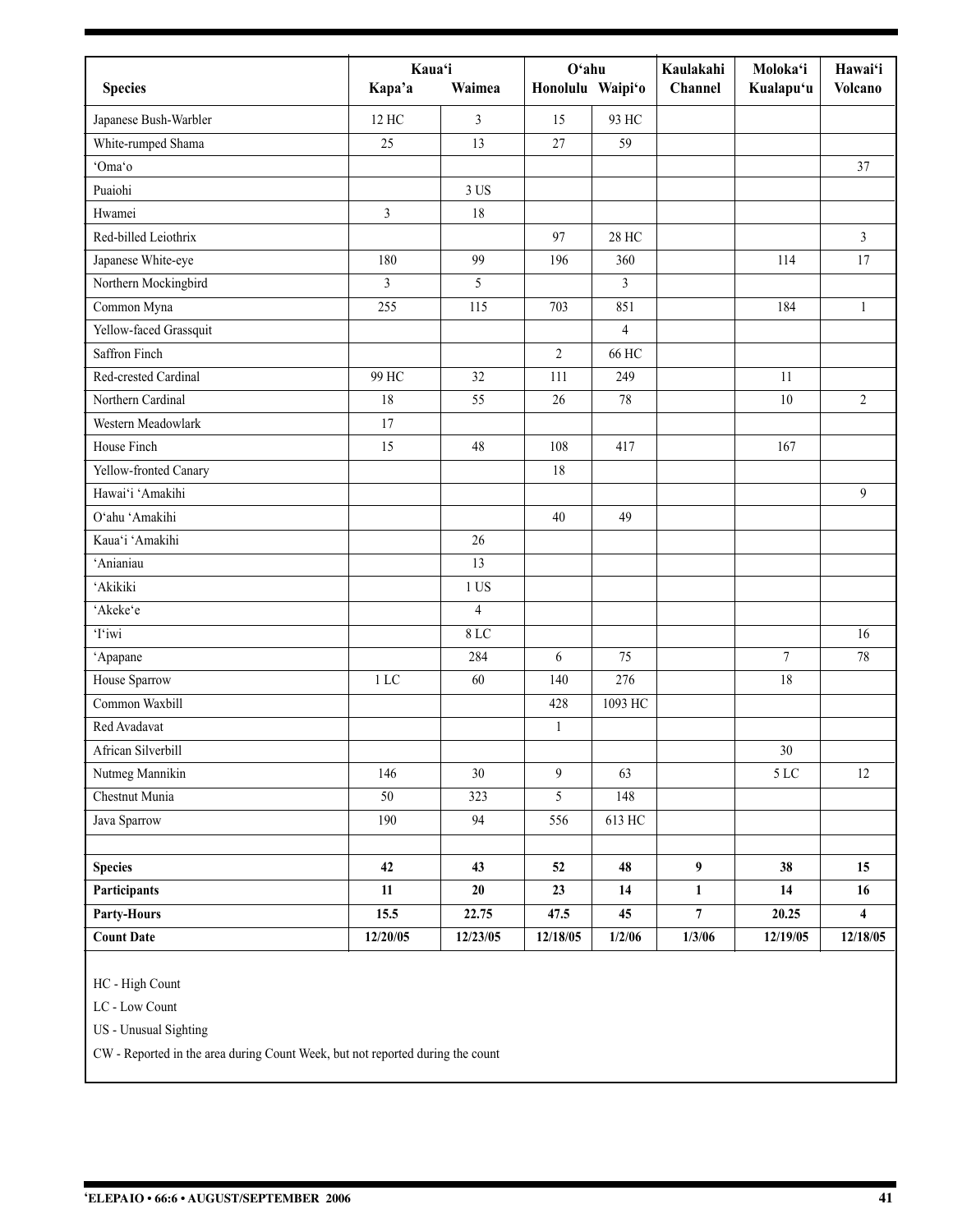| Species | Kaua'i | | O'ahu | | Kaulakahi | Moloka'i | Hawai'i |
|---|---|---|---|---|---|---|---|
| | Kapa'a | Waimea | Honolulu | Waipi'o | Channel | Kualapu'u | Volcano |
| Japanese Bush-Warbler | 12 HC | 3 | 15 | 93 HC | | | |
| White-rumped Shama | 25 | 13 | 27 | 59 | | | |
| 'Oma'o | | | | | | | 37 |
| Puaiohi | | 3 US | | | | | |
| Hwamei | 3 | 18 | | | | | |
| Red-billed Leiothrix | | | 97 | 28 HC | | | 3 |
| Japanese White-eye | 180 | 99 | 196 | 360 | | 114 | 17 |
| Northern Mockingbird | 3 | 5 | | 3 | | | |
| Common Myna | 255 | 115 | 703 | 851 | | 184 | 1 |
| Yellow-faced Grassquit | | | | 4 | | | |
| Saffron Finch | | | 2 | 66 HC | | | |
| Red-crested Cardinal | 99 HC | 32 | 111 | 249 | | 11 | |
| Northern Cardinal | 18 | 55 | 26 | 78 | | 10 | 2 |
| Western Meadowlark | 17 | | | | | | |
| House Finch | 15 | 48 | 108 | 417 | | 167 | |
| Yellow-fronted Canary | | | 18 | | | | |
| Hawai'i 'Amakihi | | | | | | | 9 |
| O'ahu 'Amakihi | | | 40 | 49 | | | |
| Kaua'i 'Amakihi | | 26 | | | | | |
| 'Anianiau | | 13 | | | | | |
| 'Akikiki | | 1 US | | | | | |
| 'Akeke'e | | 4 | | | | | |
| 'I'iwi | | 8 LC | | | | | 16 |
| 'Apapane | | 284 | 6 | 75 | | 7 | 78 |
| House Sparrow | 1 LC | 60 | 140 | 276 | | 18 | |
| Common Waxbill | | | 428 | 1093 HC | | | |
| Red Avadavat | | | 1 | | | | |
| African Silverbill | | | | | | 30 | |
| Nutmeg Mannikin | 146 | 30 | 9 | 63 | | 5 LC | 12 |
| Chestnut Munia | 50 | 323 | 5 | 148 | | | |
| Java Sparrow | 190 | 94 | 556 | 613 HC | | | |
| | | | | | | | |
| **Species** | **42** | **43** | **52** | **48** | **9** | **38** | **15** |
| **Participants** | **11** | **20** | **23** | **14** | **1** | **14** | **16** |
| **Party-Hours** | **15.5** | **22.75** | **47.5** | **45** | **7** | **20.25** | **4** |
| **Count Date** | **12/20/05** | **12/23/05** | **12/18/05** | **1/2/06** | **1/3/06** | **12/19/05** | **12/18/05** |

HC - High Count

LC - Low Count

US - Unusual Sighting

CW - Reported in the area during Count Week, but not reported during the count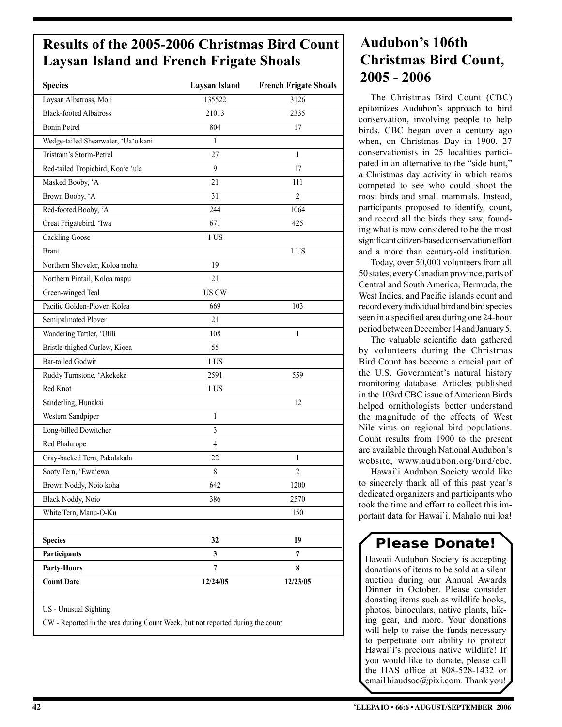## Results of the 2005-2006 Christmas Bird Count Laysan Island and French Frigate Shoals

| Species | Laysan Island | French Frigate Shoals |
|---|---|---|
| Laysan Albatross, Moli | 135522 | 3126 |
| Black-footed Albatross | 21013 | 2335 |
| Bonin Petrel | 804 | 17 |
| Wedge-tailed Shearwater, 'Ua'u kani | 1 | |
| Tristram's Storm-Petrel | 27 | 1 |
| Red-tailed Tropicbird, Koa'e 'ula | 9 | 17 |
| Masked Booby, 'A | 21 | 111 |
| Brown Booby, 'A | 31 | 2 |
| Red-footed Booby, 'A | 244 | 1064 |
| Great Frigatebird, 'Iwa | 671 | 425 |
| Cackling Goose | 1 US | |
| Brant | | 1 US |
| Northern Shoveler, Koloa moha | 19 | |
| Northern Pintail, Koloa mapu | 21 | |
| Green-winged Teal | US CW | |
| Pacific Golden-Plover, Kolea | 669 | 103 |
| Semipalmated Plover | 21 | |
| Wandering Tattler, 'Ulili | 108 | 1 |
| Bristle-thighed Curlew, Kioea | 55 | |
| Bar-tailed Godwit | 1 US | |
| Ruddy Turnstone, 'Akekeke | 2591 | 559 |
| Red Knot | 1 US | |
| Sanderling, Hunakai | | 12 |
| Western Sandpiper | 1 | |
| Long-billed Dowitcher | 3 | |
| Red Phalarope | 4 | |
| Gray-backed Tern, Pakalakala | 22 | 1 |
| Sooty Tern, 'Ewa'ewa | 8 | 2 |
| Brown Noddy, Noio koha | 642 | 1200 |
| Black Noddy, Noio | 386 | 2570 |
| White Tern, Manu-O-Ku | | 150 |
| | | |
| **Species** | **32** | **19** |
| **Participants** | **3** | **7** |
| **Party-Hours** | **7** | **8** |
| **Count Date** | **12/24/05** | **12/23/05** |

US - Unusual Sighting

CW - Reported in the area during Count Week, but not reported during the count

## Audubon's 106th Christmas Bird Count, 2005 - 2006

The Christmas Bird Count (CBC) epitomizes Audubon's approach to bird conservation, involving people to help birds. CBC began over a century ago when, on Christmas Day in 1900, 27 conservationists in 25 localities participated in an alternative to the "side hunt," a Christmas day activity in which teams competed to see who could shoot the most birds and small mammals. Instead, participants proposed to identify, count, and record all the birds they saw, founding what is now considered to be the most significant citizen-based conservation effort and a more than century-old institution.

Today, over 50,000 volunteers from all 50 states, every Canadian province, parts of Central and South America, Bermuda, the West Indies, and Pacific islands count and record every individual bird and bird species seen in a specified area during one 24-hour period between December 14 and January 5.

The valuable scientific data gathered by volunteers during the Christmas Bird Count has become a crucial part of the U.S. Government's natural history monitoring database. Articles published in the 103rd CBC issue of American Birds helped ornithologists better understand the magnitude of the effects of West Nile virus on regional bird populations. Count results from 1900 to the present are available through National Audubon's website, www.audubon.org/bird/cbc.

Hawai`i Audubon Society would like to sincerely thank all of this past year's dedicated organizers and participants who took the time and effort to collect this important data for Hawai`i. Mahalo nui loa!

### Please Donate!

Hawaii Audubon Society is accepting donations of items to be sold at a silent auction during our Annual Awards Dinner in October. Please consider donating items such as wildlife books, photos, binoculars, native plants, hiking gear, and more. Your donations will help to raise the funds necessary to perpetuate our ability to protect Hawai`i's precious native wildlife! If you would like to donate, please call the HAS office at 808-528-1432 or email hiaudsoc@pixi.com. Thank you!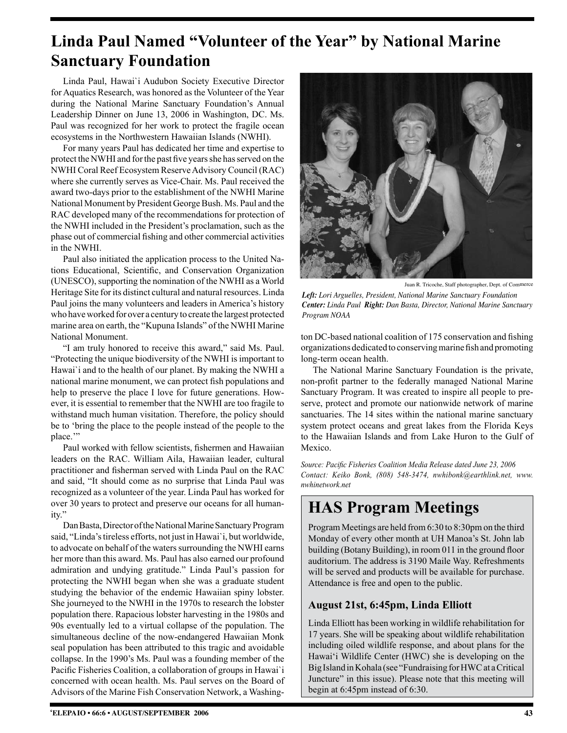# Linda Paul Named "Volunteer of the Year" by National Marine Sanctuary Foundation

Linda Paul, Hawai`i Audubon Society Executive Director for Aquatics Research, was honored as the Volunteer of the Year during the National Marine Sanctuary Foundation's Annual Leadership Dinner on June 13, 2006 in Washington, DC. Ms. Paul was recognized for her work to protect the fragile ocean ecosystems in the Northwestern Hawaiian Islands (NWHI).

For many years Paul has dedicated her time and expertise to protect the NWHI and for the past five years she has served on the NWHI Coral Reef Ecosystem Reserve Advisory Council (RAC) where she currently serves as Vice-Chair. Ms. Paul received the award two-days prior to the establishment of the NWHI Marine National Monument by President George Bush. Ms. Paul and the RAC developed many of the recommendations for protection of the NWHI included in the President's proclamation, such as the phase out of commercial fishing and other commercial activities in the NWHI.

Paul also initiated the application process to the United Nations Educational, Scientific, and Conservation Organization (UNESCO), supporting the nomination of the NWHI as a World Heritage Site for its distinct cultural and natural resources. Linda Paul joins the many volunteers and leaders in America's history who have worked for over a century to create the largest protected marine area on earth, the "Kupuna Islands" of the NWHI Marine National Monument.

"I am truly honored to receive this award," said Ms. Paul. "Protecting the unique biodiversity of the NWHI is important to Hawai`i and to the health of our planet. By making the NWHI a national marine monument, we can protect fish populations and help to preserve the place I love for future generations. However, it is essential to remember that the NWHI are too fragile to withstand much human visitation. Therefore, the policy should be to 'bring the place to the people instead of the people to the place.'"

Paul worked with fellow scientists, fishermen and Hawaiian leaders on the RAC. William Aila, Hawaiian leader, cultural practitioner and fisherman served with Linda Paul on the RAC and said, "It should come as no surprise that Linda Paul was recognized as a volunteer of the year. Linda Paul has worked for over 30 years to protect and preserve our oceans for all humanity."

Dan Basta, Director of the National Marine Sanctuary Program said, "Linda's tireless efforts, not just in Hawai`i, but worldwide, to advocate on behalf of the waters surrounding the NWHI earns her more than this award. Ms. Paul has also earned our profound admiration and undying gratitude." Linda Paul's passion for protecting the NWHI began when she was a graduate student studying the behavior of the endemic Hawaiian spiny lobster. She journeyed to the NWHI in the 1970s to research the lobster population there. Rapacious lobster harvesting in the 1980s and 90s eventually led to a virtual collapse of the population. The simultaneous decline of the now-endangered Hawaiian Monk seal population has been attributed to this tragic and avoidable collapse. In the 1990's Ms. Paul was a founding member of the Pacific Fisheries Coalition, a collaboration of groups in Hawai`i concerned with ocean health. Ms. Paul serves on the Board of Advisors of the Marine Fish Conservation Network, a Washington DC-based national coalition of 175 conservation and fishing organizations dedicated to conserving marine fish and promoting long-term ocean health.

Juan R. Tricoche, Staff photographer, Dept. of Commerce

***Left:*** *Lori Arguelles, President, National Marine Sanctuary Foundation* ***Center:*** *Linda Paul* ***Right:*** *Dan Basta, Director, National Marine Sanctuary Program NOAA*

The National Marine Sanctuary Foundation is the private, non-profit partner to the federally managed National Marine Sanctuary Program. It was created to inspire all people to preserve, protect and promote our nationwide network of marine sanctuaries. The 14 sites within the national marine sanctuary system protect oceans and great lakes from the Florida Keys to the Hawaiian Islands and from Lake Huron to the Gulf of Mexico.

*Source: Pacific Fisheries Coalition Media Release dated June 23, 2006*
*Contact: Keiko Bonk, (808) 548-3474, nwhibonk@earthlink.net, www.nwhinetwork.net*

## HAS Program Meetings

Program Meetings are held from 6:30 to 8:30pm on the third Monday of every other month at UH Manoa's St. John lab building (Botany Building), in room 011 in the ground floor auditorium. The address is 3190 Maile Way. Refreshments will be served and products will be available for purchase. Attendance is free and open to the public.

### August 21st, 6:45pm, Linda Elliott

Linda Elliott has been working in wildlife rehabilitation for 17 years. She will be speaking about wildlife rehabilitation including oiled wildlife response, and about plans for the Hawai'i Wildlife Center (HWC) she is developing on the Big Island in Kohala (see "Fundraising for HWC at a Critical Juncture" in this issue). Please note that this meeting will begin at 6:45pm instead of 6:30.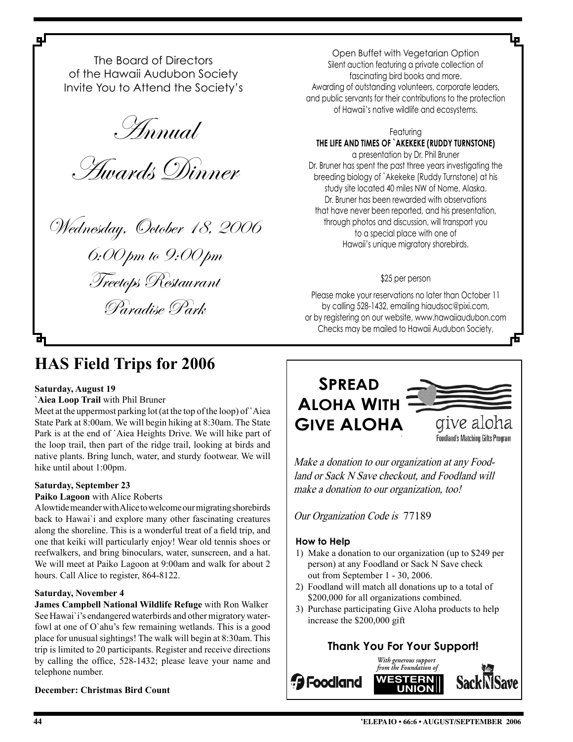The Board of Directors of the Hawaii Audubon Society Invite You to Attend the Society's

# Annual Awards Dinner

**Wednesday, October 18, 2006**
**6:00pm to 9:00pm**
**Treetops Restaurant**
**Paradise Park**

Open Buffet with Vegetarian Option
Silent auction featuring a private collection of fascinating bird books and more.
Awarding of outstanding volunteers, corporate leaders, and public servants for their contributions to the protection of Hawaii's native wildlife and ecosystems.

Featuring
**THE LIFE AND TIMES OF `AKEKEKE (RUDDY TURNSTONE)**
a presentation by Dr. Phil Bruner
Dr. Bruner has spent the past three years investigating the breeding biology of `Akekeke (Ruddy Turnstone) at his study site located 40 miles NW of Nome, Alaska. Dr. Bruner has been rewarded with observations that have never been reported, and his presentation, through photos and discussion, will transport you to a special place with one of Hawaii's unique migratory shorebirds.

$25 per person

Please make your reservations no later than October 11 by calling 528-1432, emailing hiaudsoc@pixi.com, or by registering on our website, www.hawaiiaudubon.com
Checks may be mailed to Hawaii Audubon Society,

# HAS Field Trips for 2006

**Saturday, August 19**
**`Aiea Loop Trail** with Phil Bruner
Meet at the uppermost parking lot (at the top of the loop) of `Aiea State Park at 8:00am. We will begin hiking at 8:30am. The State Park is at the end of `Aiea Heights Drive. We will hike part of the loop trail, then part of the ridge trail, looking at birds and native plants. Bring lunch, water, and sturdy footwear. We will hike until about 1:00pm.

**Saturday, September 23**
**Paiko Lagoon** with Alice Roberts
A low tide meander with Alice to welcome our migrating shorebirds back to Hawai`i and explore many other fascinating creatures along the shoreline. This is a wonderful treat of a field trip, and one that keiki will particularly enjoy! Wear old tennis shoes or reefwalkers, and bring binoculars, water, sunscreen, and a hat. We will meet at Paiko Lagoon at 9:00am and walk for about 2 hours. Call Alice to register, 864-8122.

**Saturday, November 4**
**James Campbell National Wildlife Refuge** with Ron Walker
See Hawai`i's endangered waterbirds and other migratory waterfowl at one of O`ahu's few remaining wetlands. This is a good place for unusual sightings! The walk will begin at 8:30am. This trip is limited to 20 participants. Register and receive directions by calling the office, 528-1432; please leave your name and telephone number.

**December: Christmas Bird Count**

## Spread Aloha With Give ALOHA

give aloha
Foodland's Matching Gifts Program

*Make a donation to our organization at any Foodland or Sack N Save checkout, and Foodland will make a donation to our organization, too!*

*Our Organization Code is* 77189

### How to Help

1) Make a donation to our organization (up to $249 per person) at any Foodland or Sack N Save check out from September 1 - 30, 2006.
2) Foodland will match all donations up to a total of $200,000 for all organizations combined.
3) Purchase participating Give Aloha products to help increase the $200,000 gift

**Thank You For Your Support!**

*With generous support from the Foundation of* Western Union

Foodland    Sack N Save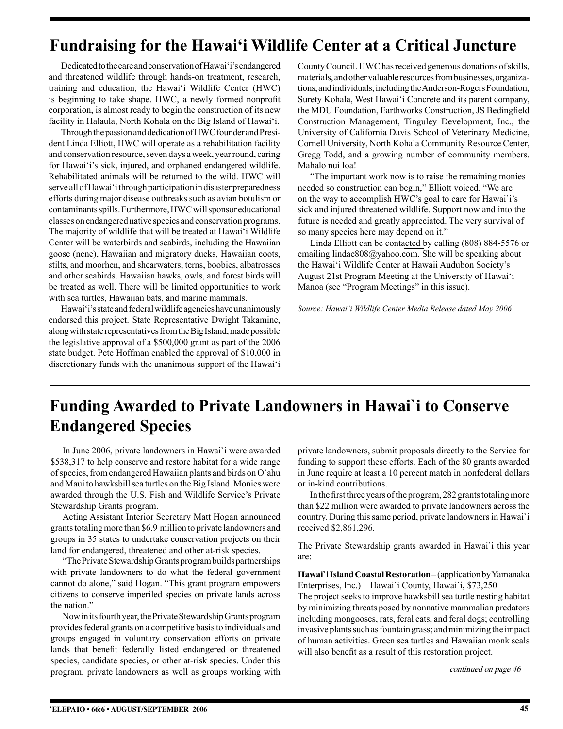# Fundraising for the Hawai‘i Wildlife Center at a Critical Juncture

Dedicated to the care and conservation of Hawai‘i's endangered and threatened wildlife through hands-on treatment, research, training and education, the Hawai‘i Wildlife Center (HWC) is beginning to take shape. HWC, a newly formed nonprofit corporation, is almost ready to begin the construction of its new facility in Halaula, North Kohala on the Big Island of Hawai‘i.

Through the passion and dedication of HWC founder and President Linda Elliott, HWC will operate as a rehabilitation facility and conservation resource, seven days a week, year round, caring for Hawai‘i's sick, injured, and orphaned endangered wildlife. Rehabilitated animals will be returned to the wild. HWC will serve all of Hawai‘i through participation in disaster preparedness efforts during major disease outbreaks such as avian botulism or contaminants spills. Furthermore, HWC will sponsor educational classes on endangered native species and conservation programs. The majority of wildlife that will be treated at Hawai‘i Wildlife Center will be waterbirds and seabirds, including the Hawaiian goose (nene), Hawaiian and migratory ducks, Hawaiian coots, stilts, and moorhen, and shearwaters, terns, boobies, albatrosses and other seabirds. Hawaiian hawks, owls, and forest birds will be treated as well. There will be limited opportunities to work with sea turtles, Hawaiian bats, and marine mammals.

Hawai‘i's state and federal wildlife agencies have unanimously endorsed this project. State Representative Dwight Takamine, along with state representatives from the Big Island, made possible the legislative approval of a $500,000 grant as part of the 2006 state budget. Pete Hoffman enabled the approval of $10,000 in discretionary funds with the unanimous support of the Hawai‘i County Council. HWC has received generous donations of skills, materials, and other valuable resources from businesses, organizations, and individuals, including the Anderson-Rogers Foundation, Surety Kohala, West Hawai‘i Concrete and its parent company, the MDU Foundation, Earthworks Construction, JS Bedingfield Construction Management, Tinguley Development, Inc., the University of California Davis School of Veterinary Medicine, Cornell University, North Kohala Community Resource Center, Gregg Todd, and a growing number of community members. Mahalo nui loa!

"The important work now is to raise the remaining monies needed so construction can begin," Elliott voiced. "We are on the way to accomplish HWC's goal to care for Hawai`i's sick and injured threatened wildlife. Support now and into the future is needed and greatly appreciated. The very survival of so many species here may depend on it."

Linda Elliott can be contacted by calling (808) 884-5576 or emailing lindae808@yahoo.com. She will be speaking about the Hawai‘i Wildlife Center at Hawaii Audubon Society's August 21st Program Meeting at the University of Hawai‘i Manoa (see "Program Meetings" in this issue).

*Source: Hawai‘i Wildlife Center Media Release dated May 2006*

# Funding Awarded to Private Landowners in Hawai`i to Conserve Endangered Species

In June 2006, private landowners in Hawai`i were awarded $538,317 to help conserve and restore habitat for a wide range of species, from endangered Hawaiian plants and birds on O`ahu and Maui to hawksbill sea turtles on the Big Island. Monies were awarded through the U.S. Fish and Wildlife Service's Private Stewardship Grants program.

Acting Assistant Interior Secretary Matt Hogan announced grants totaling more than $6.9 million to private landowners and groups in 35 states to undertake conservation projects on their land for endangered, threatened and other at-risk species.

"The Private Stewardship Grants program builds partnerships with private landowners to do what the federal government cannot do alone," said Hogan. "This grant program empowers citizens to conserve imperiled species on private lands across the nation."

Now in its fourth year, the Private Stewardship Grants program provides federal grants on a competitive basis to individuals and groups engaged in voluntary conservation efforts on private lands that benefit federally listed endangered or threatened species, candidate species, or other at-risk species. Under this program, private landowners as well as groups working with private landowners, submit proposals directly to the Service for funding to support these efforts. Each of the 80 grants awarded in June require at least a 10 percent match in nonfederal dollars or in-kind contributions.

In the first three years of the program, 282 grants totaling more than $22 million were awarded to private landowners across the country. During this same period, private landowners in Hawai`i received $2,861,296.

The Private Stewardship grants awarded in Hawai`i this year are:

**Hawai`i Island Coastal Restoration** – (application by Yamanaka Enterprises, Inc.) – Hawai`i County, Hawai`i**,** $73,250
The project seeks to improve hawksbill sea turtle nesting habitat by minimizing threats posed by nonnative mammalian predators including mongooses, rats, feral cats, and feral dogs; controlling invasive plants such as fountain grass; and minimizing the impact of human activities. Green sea turtles and Hawaiian monk seals will also benefit as a result of this restoration project.

*continued on page 46*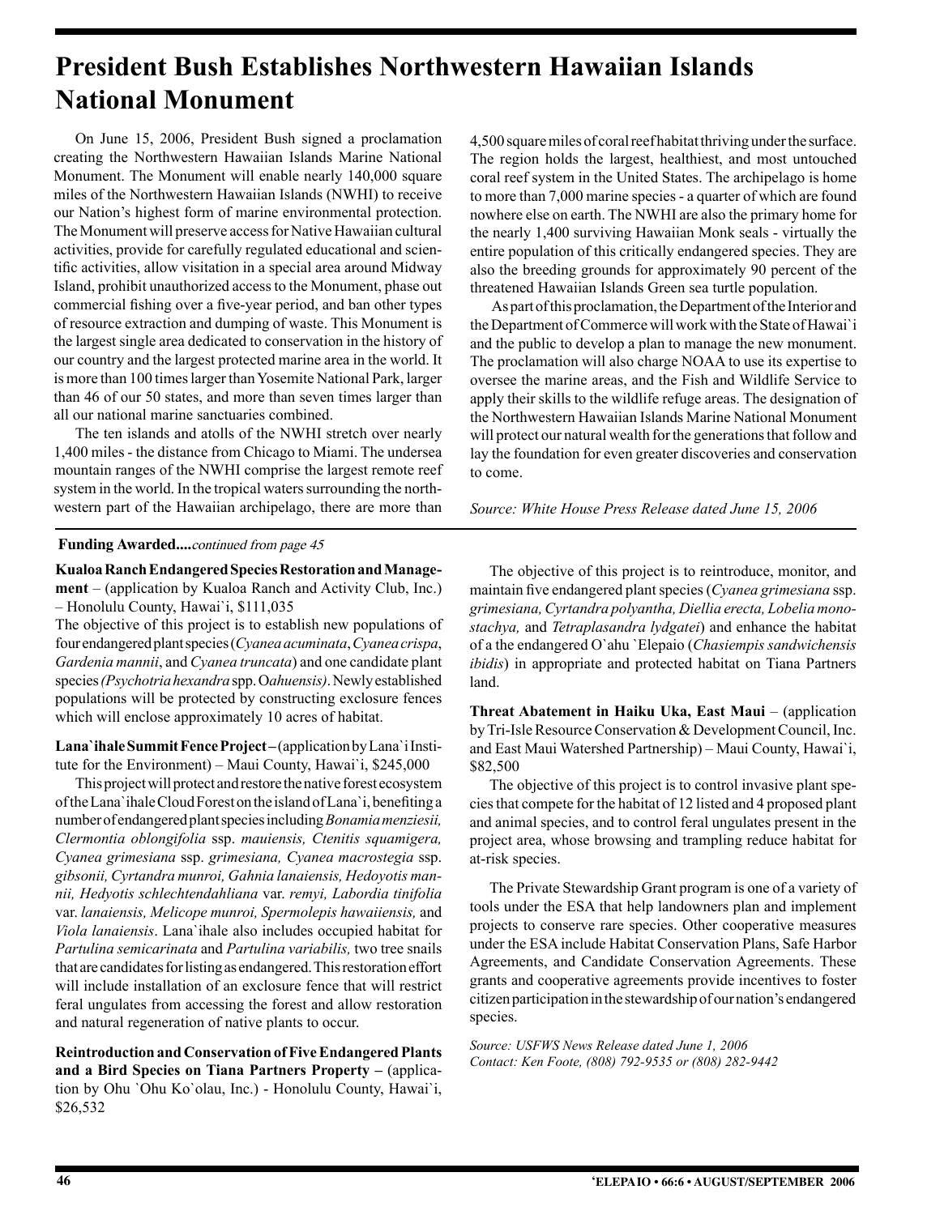# President Bush Establishes Northwestern Hawaiian Islands National Monument

On June 15, 2006, President Bush signed a proclamation creating the Northwestern Hawaiian Islands Marine National Monument. The Monument will enable nearly 140,000 square miles of the Northwestern Hawaiian Islands (NWHI) to receive our Nation's highest form of marine environmental protection. The Monument will preserve access for Native Hawaiian cultural activities, provide for carefully regulated educational and scientific activities, allow visitation in a special area around Midway Island, prohibit unauthorized access to the Monument, phase out commercial fishing over a five-year period, and ban other types of resource extraction and dumping of waste. This Monument is the largest single area dedicated to conservation in the history of our country and the largest protected marine area in the world. It is more than 100 times larger than Yosemite National Park, larger than 46 of our 50 states, and more than seven times larger than all our national marine sanctuaries combined.

The ten islands and atolls of the NWHI stretch over nearly 1,400 miles - the distance from Chicago to Miami. The undersea mountain ranges of the NWHI comprise the largest remote reef system in the world. In the tropical waters surrounding the northwestern part of the Hawaiian archipelago, there are more than 4,500 square miles of coral reef habitat thriving under the surface. The region holds the largest, healthiest, and most untouched coral reef system in the United States. The archipelago is home to more than 7,000 marine species - a quarter of which are found nowhere else on earth. The NWHI are also the primary home for the nearly 1,400 surviving Hawaiian Monk seals - virtually the entire population of this critically endangered species. They are also the breeding grounds for approximately 90 percent of the threatened Hawaiian Islands Green sea turtle population.

As part of this proclamation, the Department of the Interior and the Department of Commerce will work with the State of Hawai`i and the public to develop a plan to manage the new monument. The proclamation will also charge NOAA to use its expertise to oversee the marine areas, and the Fish and Wildlife Service to apply their skills to the wildlife refuge areas. The designation of the Northwestern Hawaiian Islands Marine National Monument will protect our natural wealth for the generations that follow and lay the foundation for even greater discoveries and conservation to come.

*Source: White House Press Release dated June 15, 2006*

**Funding Awarded....***continued from page 45*

**Kualoa Ranch Endangered Species Restoration and Management** – (application by Kualoa Ranch and Activity Club, Inc.) – Honolulu County, Hawai`i, $111,035

The objective of this project is to establish new populations of four endangered plant species (*Cyanea acuminata*, *Cyanea crispa*, *Gardenia mannii*, and *Cyanea truncata*) and one candidate plant species *(Psychotria hexandra* spp. O*ahuensis)*. Newly established populations will be protected by constructing exclosure fences which will enclose approximately 10 acres of habitat.

**Lana`ihale Summit Fence Project** – (application by Lana`i Institute for the Environment) – Maui County, Hawai`i, $245,000

This project will protect and restore the native forest ecosystem of the Lana`ihale Cloud Forest on the island of Lana`i, benefiting a number of endangered plant species including *Bonamia menziesii, Clermontia oblongifolia* ssp. *mauiensis, Ctenitis squamigera, Cyanea grimesiana* ssp. *grimesiana, Cyanea macrostegia* ssp. *gibsonii, Cyrtandra munroi, Gahnia lanaiensis, Hedoyotis mannii, Hedyotis schlechtendahliana* var. *remyi, Labordia tinifolia* var. *lanaiensis, Melicope munroi, Spermolepis hawaiiensis,* and *Viola lanaiensis*. Lana`ihale also includes occupied habitat for *Partulina semicarinata* and *Partulina variabilis,* two tree snails that are candidates for listing as endangered. This restoration effort will include installation of an exclosure fence that will restrict feral ungulates from accessing the forest and allow restoration and natural regeneration of native plants to occur.

**Reintroduction and Conservation of Five Endangered Plants and a Bird Species on Tiana Partners Property** – (application by Ohu `Ohu Ko`olau, Inc.) - Honolulu County, Hawai`i, $26,532

The objective of this project is to reintroduce, monitor, and maintain five endangered plant species (*Cyanea grimesiana* ssp. *grimesiana, Cyrtandra polyantha, Diellia erecta, Lobelia monostachya,* and *Tetraplasandra lydgatei*) and enhance the habitat of a the endangered O`ahu `Elepaio (*Chasiempis sandwichensis ibidis*) in appropriate and protected habitat on Tiana Partners land.

**Threat Abatement in Haiku Uka, East Maui** – (application by Tri-Isle Resource Conservation & Development Council, Inc. and East Maui Watershed Partnership) – Maui County, Hawai`i, $82,500

The objective of this project is to control invasive plant species that compete for the habitat of 12 listed and 4 proposed plant and animal species, and to control feral ungulates present in the project area, whose browsing and trampling reduce habitat for at-risk species.

The Private Stewardship Grant program is one of a variety of tools under the ESA that help landowners plan and implement projects to conserve rare species. Other cooperative measures under the ESA include Habitat Conservation Plans, Safe Harbor Agreements, and Candidate Conservation Agreements. These grants and cooperative agreements provide incentives to foster citizen participation in the stewardship of our nation's endangered species.

*Source: USFWS News Release dated June 1, 2006*
*Contact: Ken Foote, (808) 792-9535 or (808) 282-9442*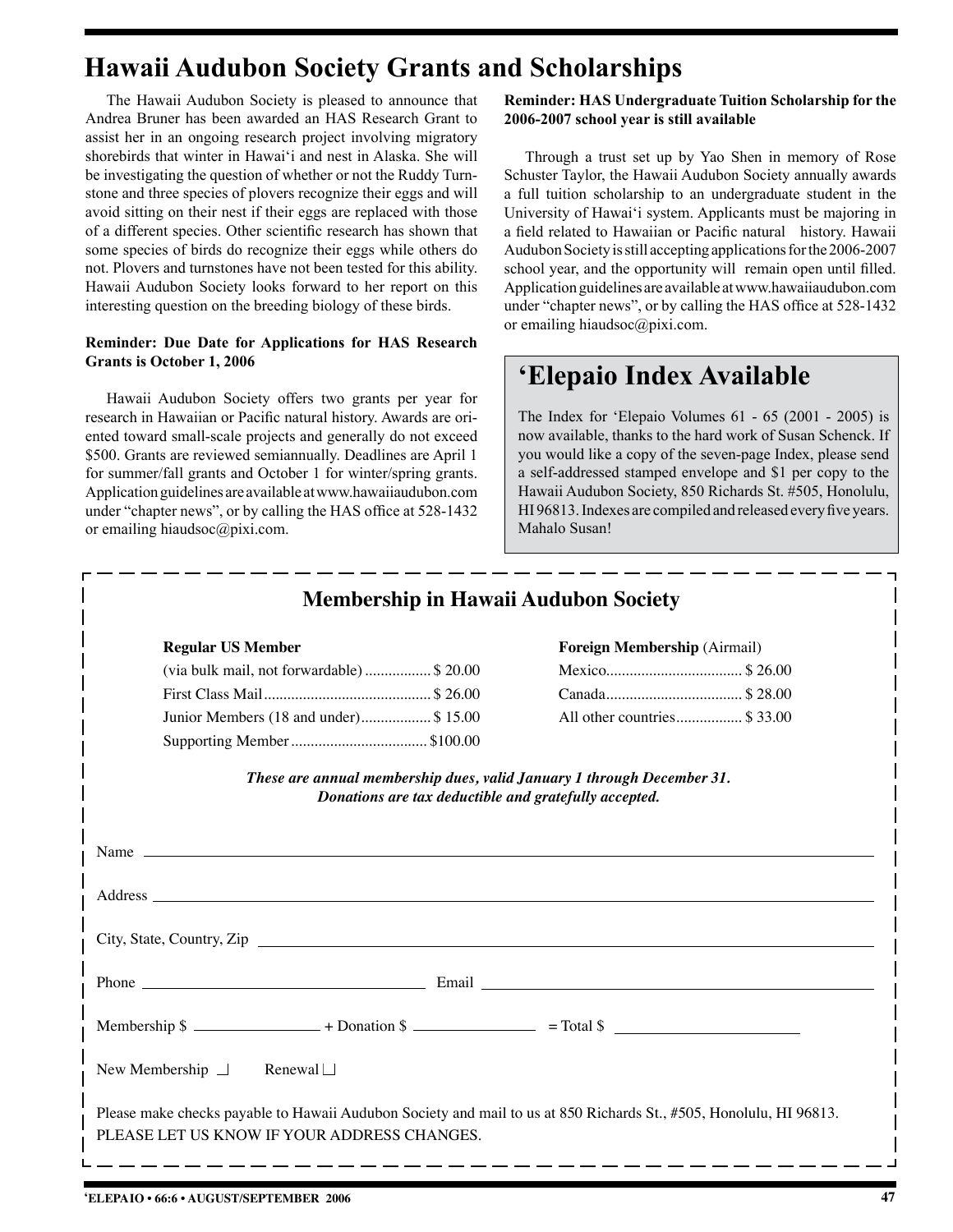# Hawaii Audubon Society Grants and Scholarships

The Hawaii Audubon Society is pleased to announce that Andrea Bruner has been awarded an HAS Research Grant to assist her in an ongoing research project involving migratory shorebirds that winter in Hawai'i and nest in Alaska. She will be investigating the question of whether or not the Ruddy Turnstone and three species of plovers recognize their eggs and will avoid sitting on their nest if their eggs are replaced with those of a different species. Other scientific research has shown that some species of birds do recognize their eggs while others do not. Plovers and turnstones have not been tested for this ability. Hawaii Audubon Society looks forward to her report on this interesting question on the breeding biology of these birds.

**Reminder: Due Date for Applications for HAS Research Grants is October 1, 2006**

Hawaii Audubon Society offers two grants per year for research in Hawaiian or Pacific natural history. Awards are oriented toward small-scale projects and generally do not exceed $500. Grants are reviewed semiannually. Deadlines are April 1 for summer/fall grants and October 1 for winter/spring grants. Application guidelines are available at www.hawaiiaudubon.com under "chapter news", or by calling the HAS office at 528-1432 or emailing hiaudsoc@pixi.com.

**Reminder: HAS Undergraduate Tuition Scholarship for the 2006-2007 school year is still available**

Through a trust set up by Yao Shen in memory of Rose Schuster Taylor, the Hawaii Audubon Society annually awards a full tuition scholarship to an undergraduate student in the University of Hawai'i system. Applicants must be majoring in a field related to Hawaiian or Pacific natural history. Hawaii Audubon Society is still accepting applications for the 2006-2007 school year, and the opportunity will remain open until filled. Application guidelines are available at www.hawaiiaudubon.com under "chapter news", or by calling the HAS office at 528-1432 or emailing hiaudsoc@pixi.com.

## 'Elepaio Index Available

The Index for 'Elepaio Volumes 61 - 65 (2001 - 2005) is now available, thanks to the hard work of Susan Schenck. If you would like a copy of the seven-page Index, please send a self-addressed stamped envelope and $1 per copy to the Hawaii Audubon Society, 850 Richards St. #505, Honolulu, HI 96813. Indexes are compiled and released every five years. Mahalo Susan!

## Membership in Hawaii Audubon Society

**Regular US Member**

| | |
|---|---|
| (via bulk mail, not forwardable) | $ 20.00 |
| First Class Mail | $ 26.00 |
| Junior Members (18 and under) | $ 15.00 |
| Supporting Member | $100.00 |

**Foreign Membership** (Airmail)

| | |
|---|---|
| Mexico | $ 26.00 |
| Canada | $ 28.00 |
| All other countries | $ 33.00 |

***These are annual membership dues, valid January 1 through December 31.***
***Donations are tax deductible and gratefully accepted.***

Name ____________________

Address ____________________

City, State, Country, Zip ____________________

Phone ____________________ Email ____________________

Membership $ __________ + Donation $ __________ = Total $ __________

New Membership ☐ Renewal ☐

Please make checks payable to Hawaii Audubon Society and mail to us at 850 Richards St., #505, Honolulu, HI 96813.
PLEASE LET US KNOW IF YOUR ADDRESS CHANGES.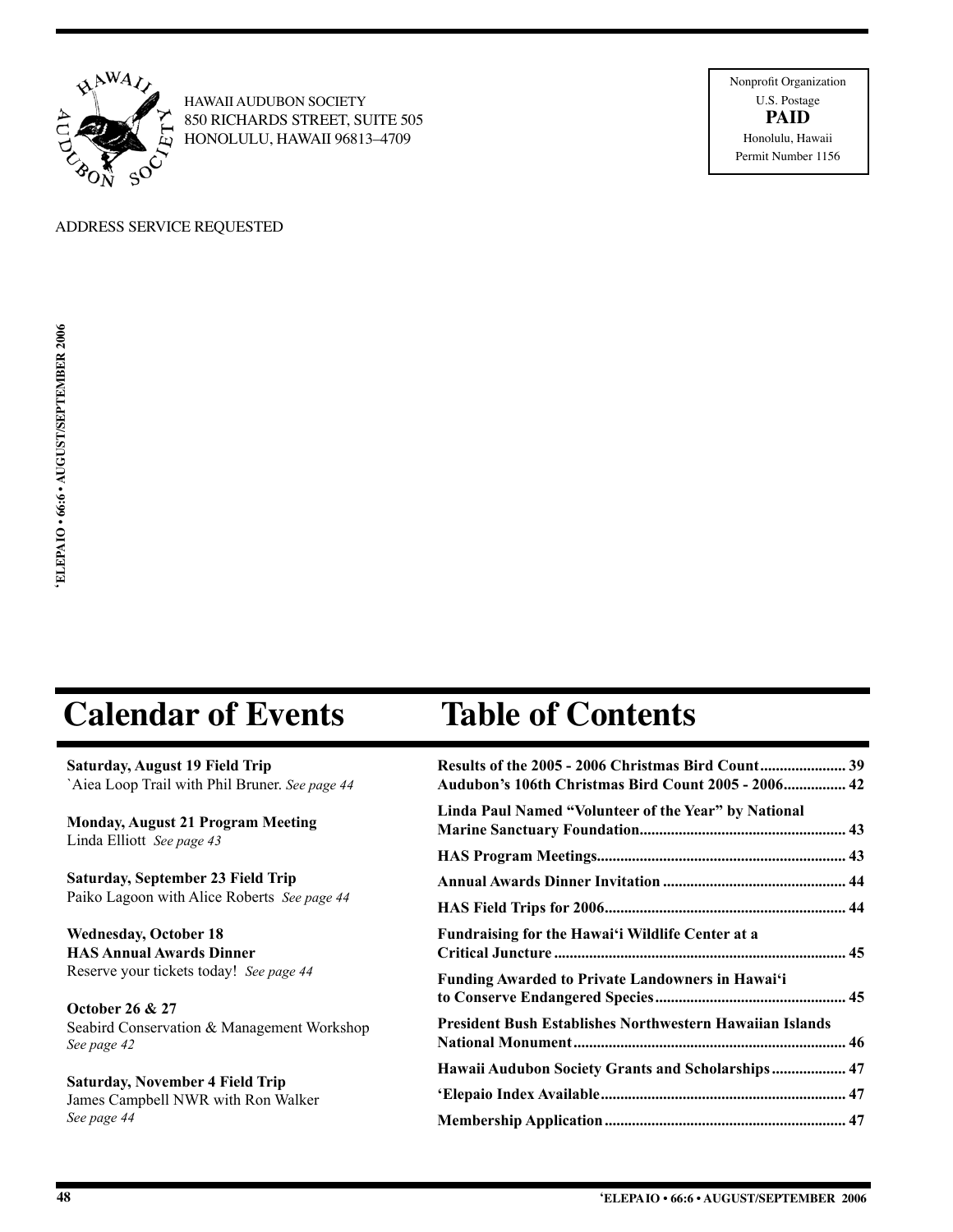HAWAII AUDUBON SOCIETY
850 RICHARDS STREET, SUITE 505
HONOLULU, HAWAII 96813–4709

Nonprofit Organization
U.S. Postage
**PAID**
Honolulu, Hawaii
Permit Number 1156

ADDRESS SERVICE REQUESTED

## Calendar of Events

**Saturday, August 19 Field Trip**
`Aiea Loop Trail with Phil Bruner. *See page 44*

**Monday, August 21 Program Meeting**
Linda Elliott *See page 43*

**Saturday, September 23 Field Trip**
Paiko Lagoon with Alice Roberts *See page 44*

**Wednesday, October 18**
**HAS Annual Awards Dinner**
Reserve your tickets today! *See page 44*

**October 26 & 27**
Seabird Conservation & Management Workshop
*See page 42*

**Saturday, November 4 Field Trip**
James Campbell NWR with Ron Walker
*See page 44*

## Table of Contents

**Results of the 2005 - 2006 Christmas Bird Count...................... 39**
**Audubon's 106th Christmas Bird Count 2005 - 2006................ 42**

**Linda Paul Named "Volunteer of the Year" by National Marine Sanctuary Foundation.................................................... 43**

**HAS Program Meetings................................................................ 43**

**Annual Awards Dinner Invitation ............................................... 44**

**HAS Field Trips for 2006.............................................................. 44**

**Fundraising for the Hawai'i Wildlife Center at a Critical Juncture .......................................................................... 45**

**Funding Awarded to Private Landowners in Hawai'i to Conserve Endangered Species................................................. 45**

**President Bush Establishes Northwestern Hawaiian Islands National Monument..................................................................... 46**

**Hawaii Audubon Society Grants and Scholarships................... 47**

**'Elepaio Index Available.............................................................. 47**

**Membership Application............................................................. 47**